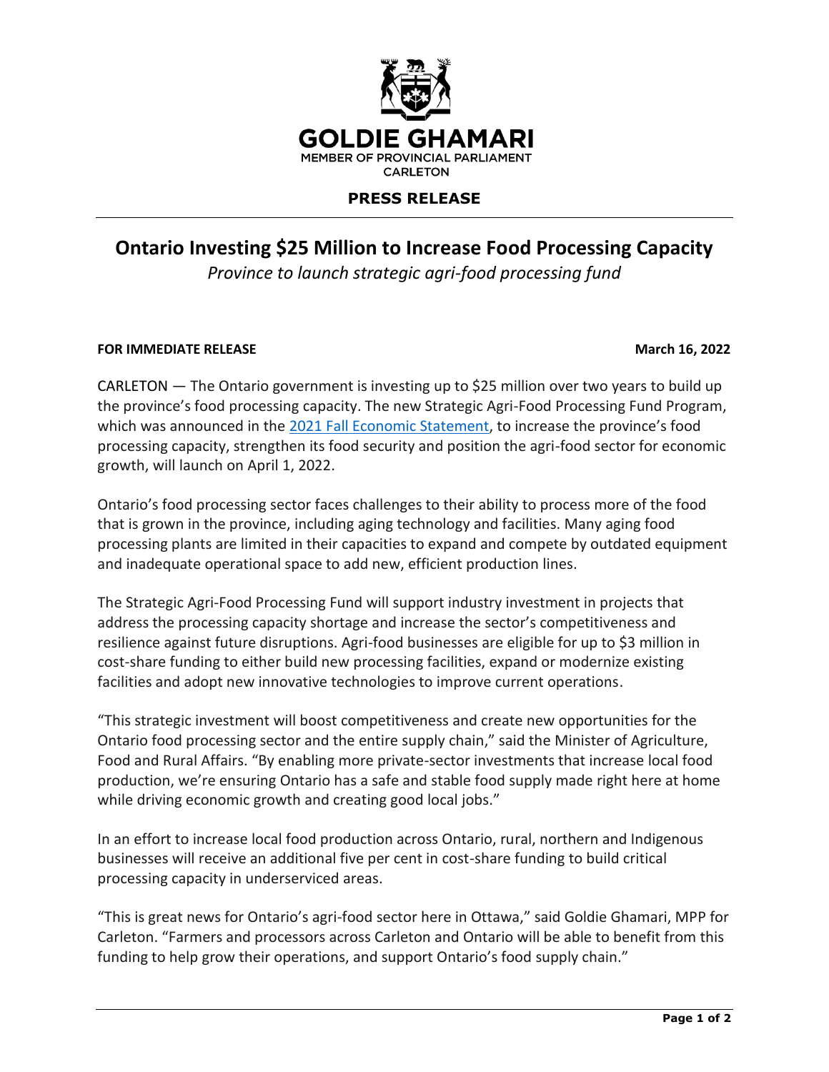**GOLDIE GHAMARI**
MEMBER OF PROVINCIAL PARLIAMENT
CARLETON

**PRESS RELEASE**

# Ontario Investing $25 Million to Increase Food Processing Capacity

*Province to launch strategic agri-food processing fund*

**FOR IMMEDIATE RELEASE** **March 16, 2022**

CARLETON — The Ontario government is investing up to $25 million over two years to build up the province's food processing capacity. The new Strategic Agri-Food Processing Fund Program, which was announced in the 2021 Fall Economic Statement, to increase the province's food processing capacity, strengthen its food security and position the agri-food sector for economic growth, will launch on April 1, 2022.

Ontario's food processing sector faces challenges to their ability to process more of the food that is grown in the province, including aging technology and facilities. Many aging food processing plants are limited in their capacities to expand and compete by outdated equipment and inadequate operational space to add new, efficient production lines.

The Strategic Agri-Food Processing Fund will support industry investment in projects that address the processing capacity shortage and increase the sector's competitiveness and resilience against future disruptions. Agri-food businesses are eligible for up to $3 million in cost-share funding to either build new processing facilities, expand or modernize existing facilities and adopt new innovative technologies to improve current operations.

"This strategic investment will boost competitiveness and create new opportunities for the Ontario food processing sector and the entire supply chain," said the Minister of Agriculture, Food and Rural Affairs. "By enabling more private-sector investments that increase local food production, we're ensuring Ontario has a safe and stable food supply made right here at home while driving economic growth and creating good local jobs."

In an effort to increase local food production across Ontario, rural, northern and Indigenous businesses will receive an additional five per cent in cost-share funding to build critical processing capacity in underserviced areas.

"This is great news for Ontario's agri-food sector here in Ottawa," said Goldie Ghamari, MPP for Carleton. "Farmers and processors across Carleton and Ontario will be able to benefit from this funding to help grow their operations, and support Ontario's food supply chain."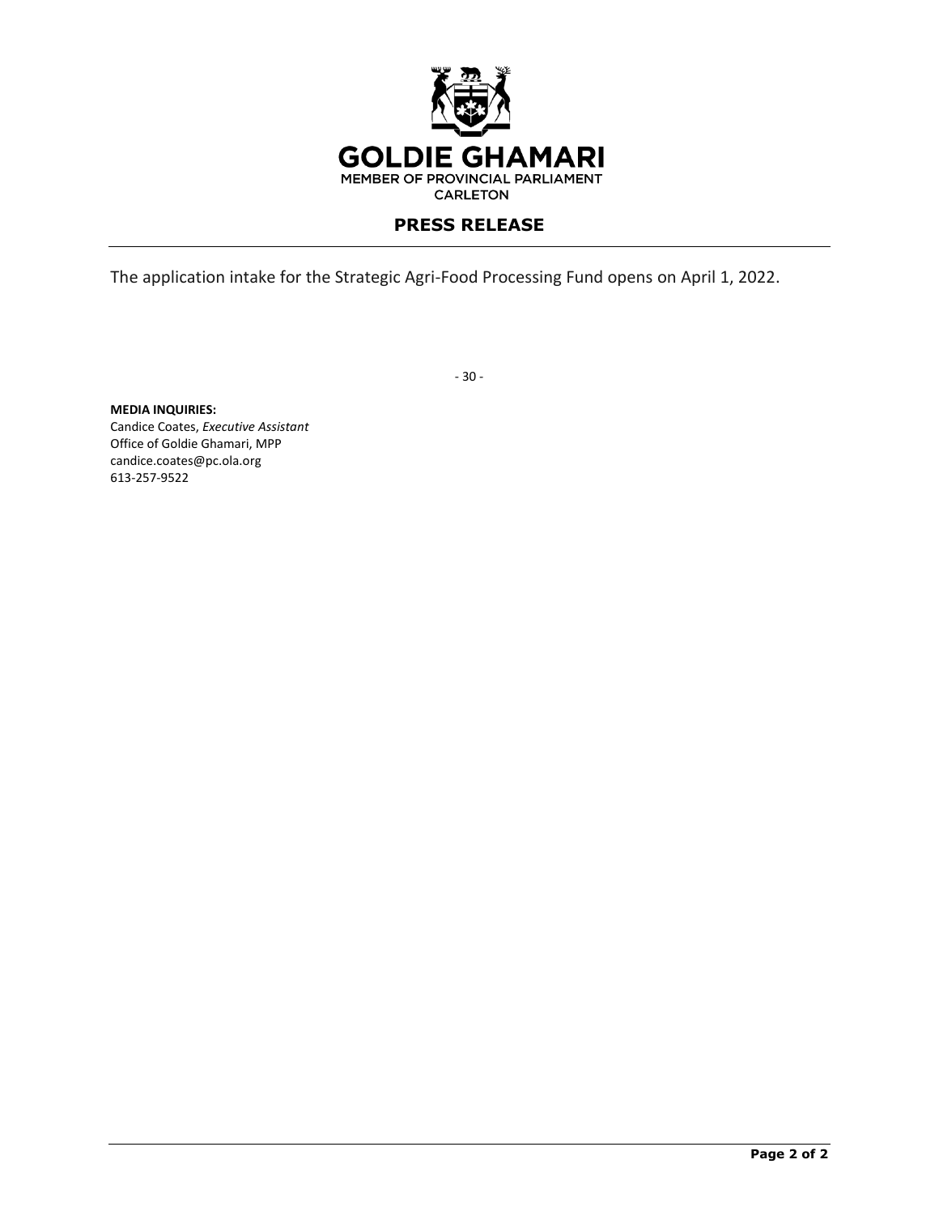**GOLDIE GHAMARI**
MEMBER OF PROVINCIAL PARLIAMENT
CARLETON

## PRESS RELEASE

The application intake for the Strategic Agri-Food Processing Fund opens on April 1, 2022.

- 30 -

**MEDIA INQUIRIES:**
Candice Coates, *Executive Assistant*
Office of Goldie Ghamari, MPP
candice.coates@pc.ola.org
613-257-9522